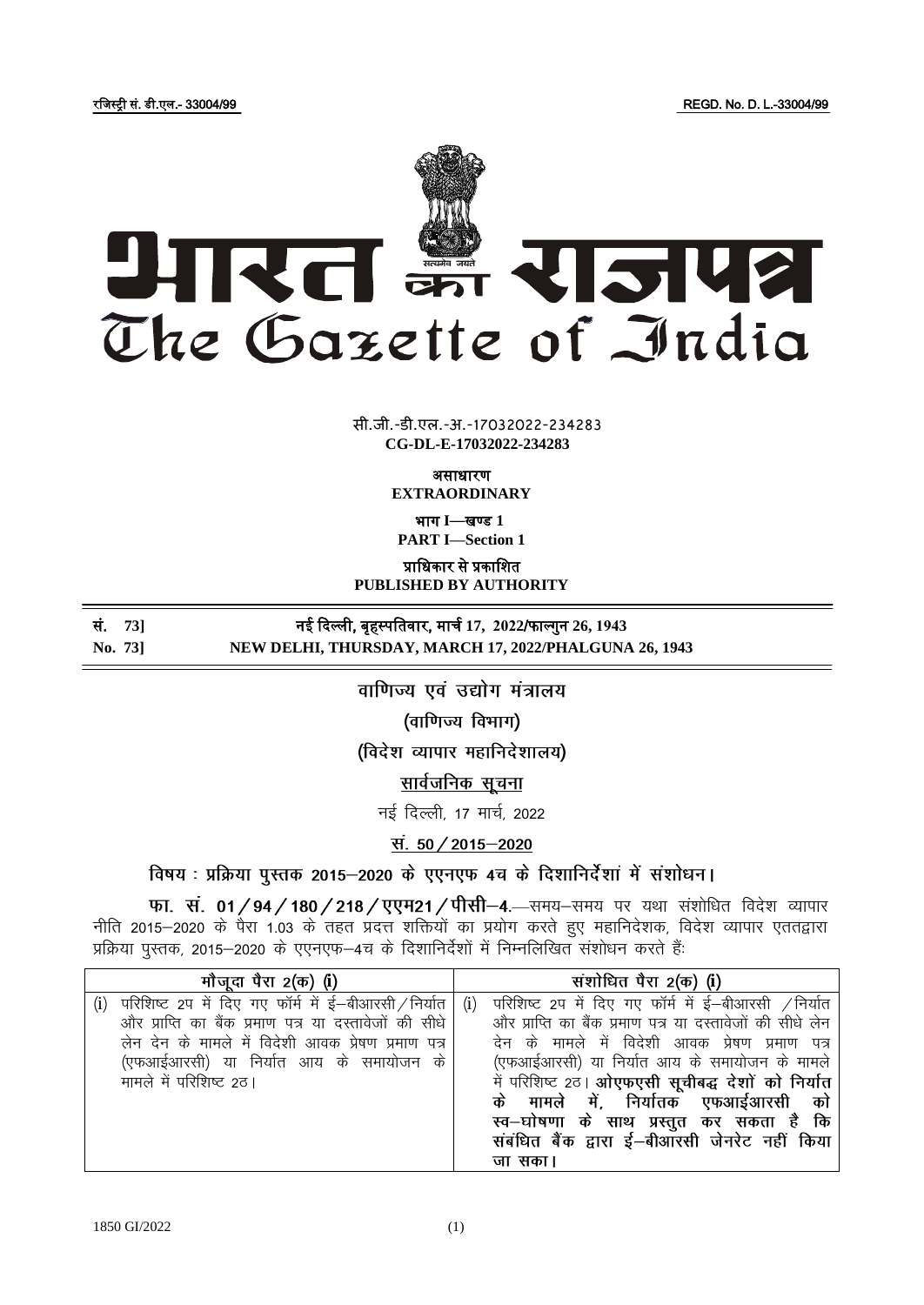रजिस्ट्री सं. डी.एल.- 33004/99 REGD. No. D. L.-33004/99

# भारत का राजपत्र
# The Gazette of India

सी.जी.-डी.एल.-अ.-17032022-234283
**CG-DL-E-17032022-234283**

**असाधारण**
**EXTRAORDINARY**

**भाग I—खण्ड 1**
**PART I—Section 1**

**प्राधिकार से प्रकाशित**
**PUBLISHED BY AUTHORITY**

**सं. 73]** **नई दिल्ली, बृहस्पतिवार, मार्च 17, 2022/फाल्गुन 26, 1943**
**No. 73]** **NEW DELHI, THURSDAY, MARCH 17, 2022/PHALGUNA 26, 1943**

## वाणिज्य एवं उद्योग मंत्रालय

## (वाणिज्य विभाग)

## (विदेश व्यापार महानिदेशालय)

### सार्वजनिक सूचना

नई दिल्ली, 17 मार्च, 2022

### सं. 50/2015–2020

**विषय : प्रक्रिया पुस्तक 2015–2020 के एएनएफ 4च के दिशानिर्देशां में संशोधन।**

**फा. सं. 01/94/180/218/एएम21/पीसी–4.**—समय–समय पर यथा संशोधित विदेश व्यापार नीति 2015–2020 के पैरा 1.03 के तहत प्रदत्त शक्तियों का प्रयोग करते हुए महानिदेशक, विदेश व्यापार एततद्वारा प्रक्रिया पुस्तक, 2015–2020 के एएनएफ–4च के दिशानिर्देशों में निम्नलिखित संशोधन करते हैंः

| मौजूदा पैरा 2(क) (i) | संशोधित पैरा 2(क) (i) |
|---|---|
| (i) परिशिष्ट 2प में दिए गए फॉर्म में ई–बीआरसी/निर्यात और प्राप्ति का बैंक प्रमाण पत्र या दस्तावेजों की सीधे लेन देन के मामले में विदेशी आवक प्रेषण प्रमाण पत्र (एफआईआरसी) या निर्यात आय के समायोजन के मामले में परिशिष्ट 2ठ। | (i) परिशिष्ट 2प में दिए गए फॉर्म में ई–बीआरसी /निर्यात और प्राप्ति का बैंक प्रमाण पत्र या दस्तावेजों की सीधे लेन देन के मामले में विदेशी आवक प्रेषण प्रमाण पत्र (एफआईआरसी) या निर्यात आय के समायोजन के मामले में परिशिष्ट 2ठ। **ओएफएसी सूचीबद्ध देशों को निर्यात के मामले में, निर्यातक एफआईआरसी को स्व–घोषणा के साथ प्रस्तुत कर सकता है कि संबंधित बैंक द्वारा ई–बीआरसी जेनरेट नहीं किया जा सका।** |

1850 GI/2022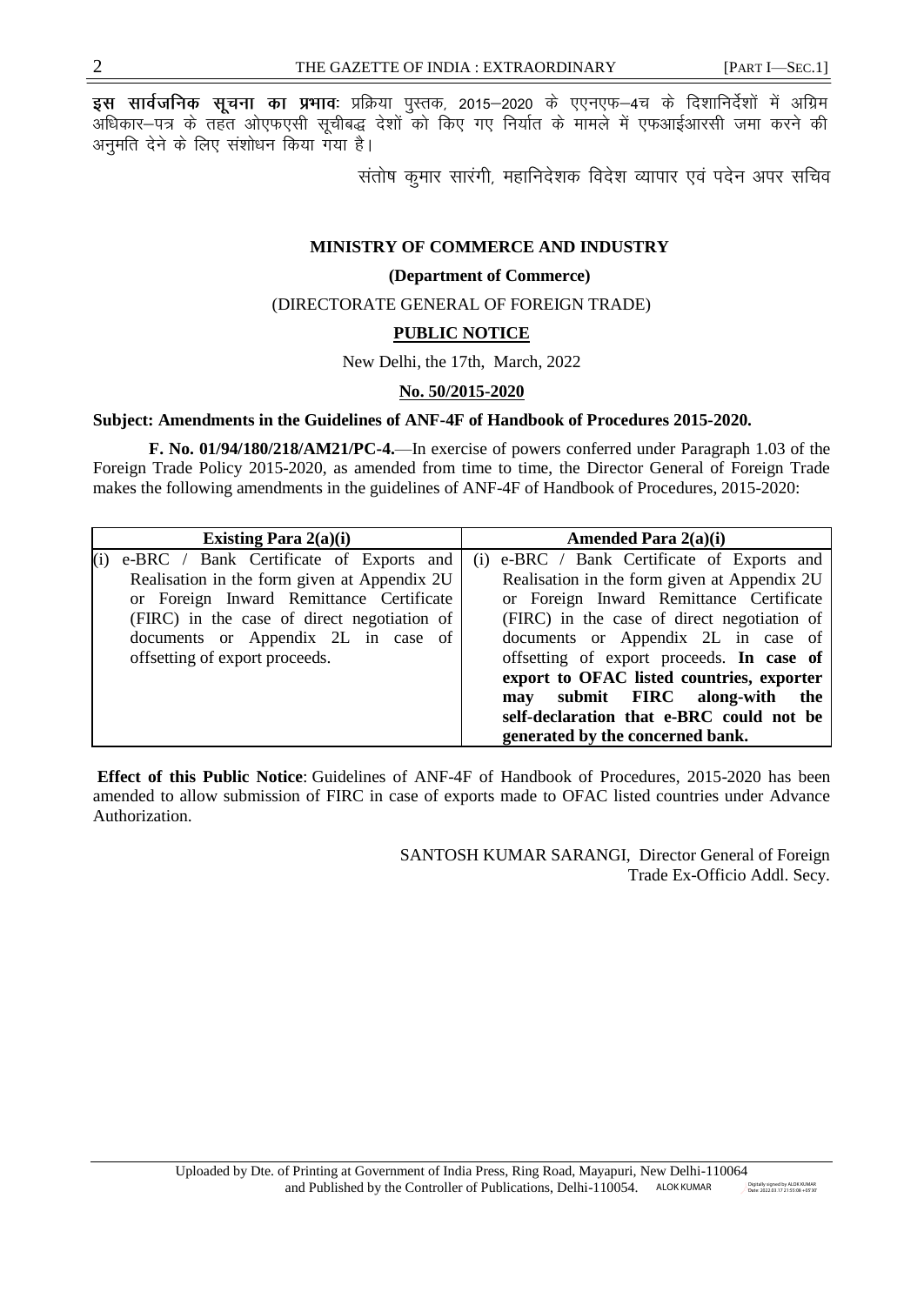**इस सार्वजनिक सूचना का प्रभावः** प्रक्रिया पुस्तक, 2015–2020 के एएनएफ–4च के दिशानिर्देशों में अग्रिम अधिकार–पत्र के तहत ओएफएसी सूचीबद्ध देशों को किए गए निर्यात के मामले में एफआईआरसी जमा करने की अनुमति देने के लिए संशोधन किया गया है।

संतोष कुमार सारंगी, महानिदेशक विदेश व्यापार एवं पदेन अपर सचिव

**MINISTRY OF COMMERCE AND INDUSTRY**

**(Department of Commerce)**

(DIRECTORATE GENERAL OF FOREIGN TRADE)

**PUBLIC NOTICE**

New Delhi, the 17th, March, 2022

**No. 50/2015-2020**

**Subject: Amendments in the Guidelines of ANF-4F of Handbook of Procedures 2015-2020.**

**F. No. 01/94/180/218/AM21/PC-4.**—In exercise of powers conferred under Paragraph 1.03 of the Foreign Trade Policy 2015-2020, as amended from time to time, the Director General of Foreign Trade makes the following amendments in the guidelines of ANF-4F of Handbook of Procedures, 2015-2020:

| Existing Para 2(a)(i) | Amended Para 2(a)(i) |
|---|---|
| (i) e-BRC / Bank Certificate of Exports and Realisation in the form given at Appendix 2U or Foreign Inward Remittance Certificate (FIRC) in the case of direct negotiation of documents or Appendix 2L in case of offsetting of export proceeds. | (i) e-BRC / Bank Certificate of Exports and Realisation in the form given at Appendix 2U or Foreign Inward Remittance Certificate (FIRC) in the case of direct negotiation of documents or Appendix 2L in case of offsetting of export proceeds. **In case of export to OFAC listed countries, exporter may submit FIRC along-with the self-declaration that e-BRC could not be generated by the concerned bank.** |

**Effect of this Public Notice**: Guidelines of ANF-4F of Handbook of Procedures, 2015-2020 has been amended to allow submission of FIRC in case of exports made to OFAC listed countries under Advance Authorization.

SANTOSH KUMAR SARANGI, Director General of Foreign Trade Ex-Officio Addl. Secy.

Uploaded by Dte. of Printing at Government of India Press, Ring Road, Mayapuri, New Delhi-110064 and Published by the Controller of Publications, Delhi-110054.